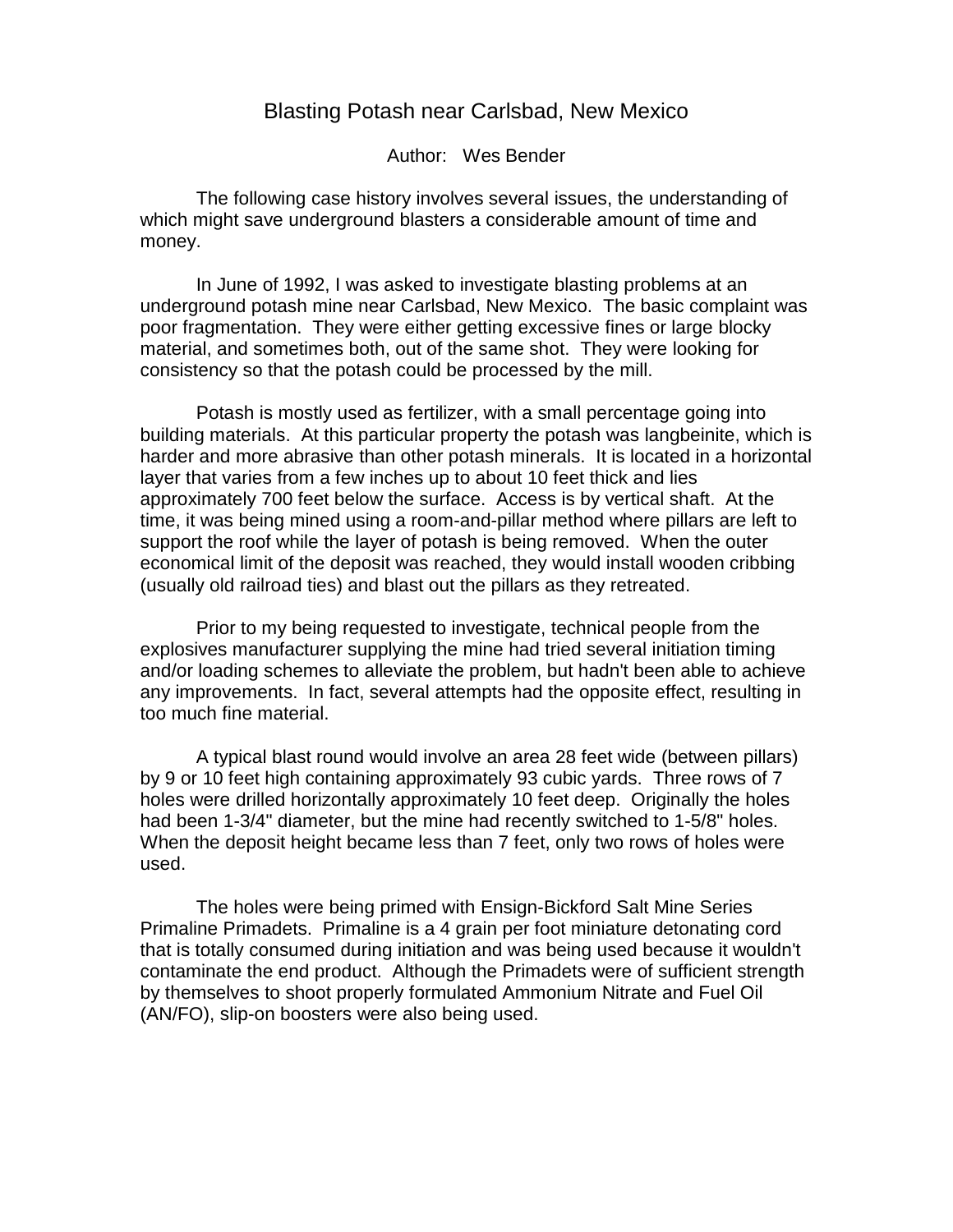# Blasting Potash near Carlsbad, New Mexico

Author: Wes Bender

The following case history involves several issues, the understanding of which might save underground blasters a considerable amount of time and money.

In June of 1992, I was asked to investigate blasting problems at an underground potash mine near Carlsbad, New Mexico. The basic complaint was poor fragmentation. They were either getting excessive fines or large blocky material, and sometimes both, out of the same shot. They were looking for consistency so that the potash could be processed by the mill.

Potash is mostly used as fertilizer, with a small percentage going into building materials. At this particular property the potash was langbeinite, which is harder and more abrasive than other potash minerals. It is located in a horizontal layer that varies from a few inches up to about 10 feet thick and lies approximately 700 feet below the surface. Access is by vertical shaft. At the time, it was being mined using a room-and-pillar method where pillars are left to support the roof while the layer of potash is being removed. When the outer economical limit of the deposit was reached, they would install wooden cribbing (usually old railroad ties) and blast out the pillars as they retreated.

Prior to my being requested to investigate, technical people from the explosives manufacturer supplying the mine had tried several initiation timing and/or loading schemes to alleviate the problem, but hadn't been able to achieve any improvements. In fact, several attempts had the opposite effect, resulting in too much fine material.

A typical blast round would involve an area 28 feet wide (between pillars) by 9 or 10 feet high containing approximately 93 cubic yards. Three rows of 7 holes were drilled horizontally approximately 10 feet deep. Originally the holes had been 1-3/4" diameter, but the mine had recently switched to 1-5/8" holes. When the deposit height became less than 7 feet, only two rows of holes were used.

The holes were being primed with Ensign-Bickford Salt Mine Series Primaline Primadets. Primaline is a 4 grain per foot miniature detonating cord that is totally consumed during initiation and was being used because it wouldn't contaminate the end product. Although the Primadets were of sufficient strength by themselves to shoot properly formulated Ammonium Nitrate and Fuel Oil (AN/FO), slip-on boosters were also being used.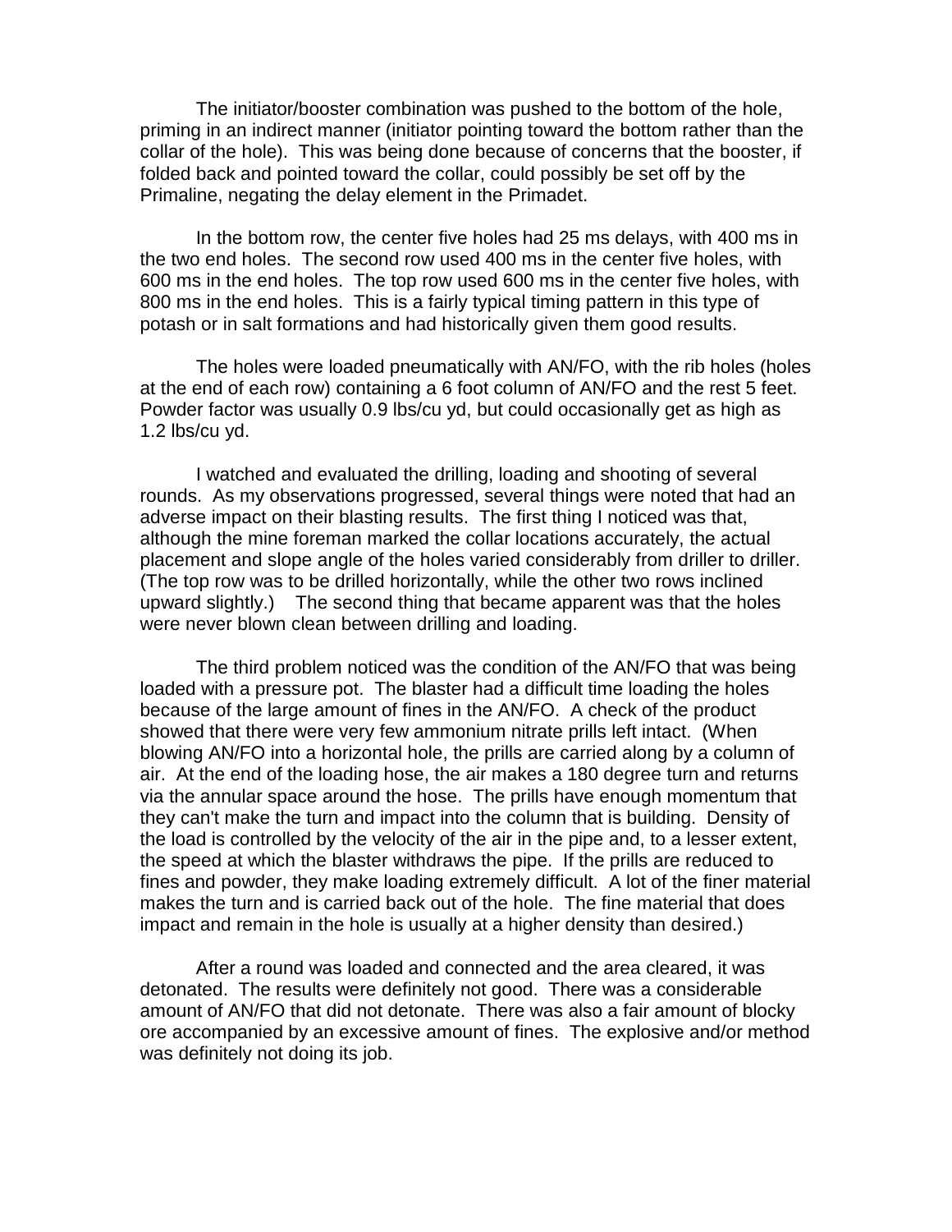The initiator/booster combination was pushed to the bottom of the hole, priming in an indirect manner (initiator pointing toward the bottom rather than the collar of the hole). This was being done because of concerns that the booster, if folded back and pointed toward the collar, could possibly be set off by the Primaline, negating the delay element in the Primadet.

In the bottom row, the center five holes had 25 ms delays, with 400 ms in the two end holes. The second row used 400 ms in the center five holes, with 600 ms in the end holes. The top row used 600 ms in the center five holes, with 800 ms in the end holes. This is a fairly typical timing pattern in this type of potash or in salt formations and had historically given them good results.

The holes were loaded pneumatically with AN/FO, with the rib holes (holes at the end of each row) containing a 6 foot column of AN/FO and the rest 5 feet. Powder factor was usually 0.9 lbs/cu yd, but could occasionally get as high as 1.2 lbs/cu yd.

I watched and evaluated the drilling, loading and shooting of several rounds. As my observations progressed, several things were noted that had an adverse impact on their blasting results. The first thing I noticed was that, although the mine foreman marked the collar locations accurately, the actual placement and slope angle of the holes varied considerably from driller to driller. (The top row was to be drilled horizontally, while the other two rows inclined upward slightly.) The second thing that became apparent was that the holes were never blown clean between drilling and loading.

The third problem noticed was the condition of the AN/FO that was being loaded with a pressure pot. The blaster had a difficult time loading the holes because of the large amount of fines in the AN/FO. A check of the product showed that there were very few ammonium nitrate prills left intact. (When blowing AN/FO into a horizontal hole, the prills are carried along by a column of air. At the end of the loading hose, the air makes a 180 degree turn and returns via the annular space around the hose. The prills have enough momentum that they can't make the turn and impact into the column that is building. Density of the load is controlled by the velocity of the air in the pipe and, to a lesser extent, the speed at which the blaster withdraws the pipe. If the prills are reduced to fines and powder, they make loading extremely difficult. A lot of the finer material makes the turn and is carried back out of the hole. The fine material that does impact and remain in the hole is usually at a higher density than desired.)

After a round was loaded and connected and the area cleared, it was detonated. The results were definitely not good. There was a considerable amount of AN/FO that did not detonate. There was also a fair amount of blocky ore accompanied by an excessive amount of fines. The explosive and/or method was definitely not doing its job.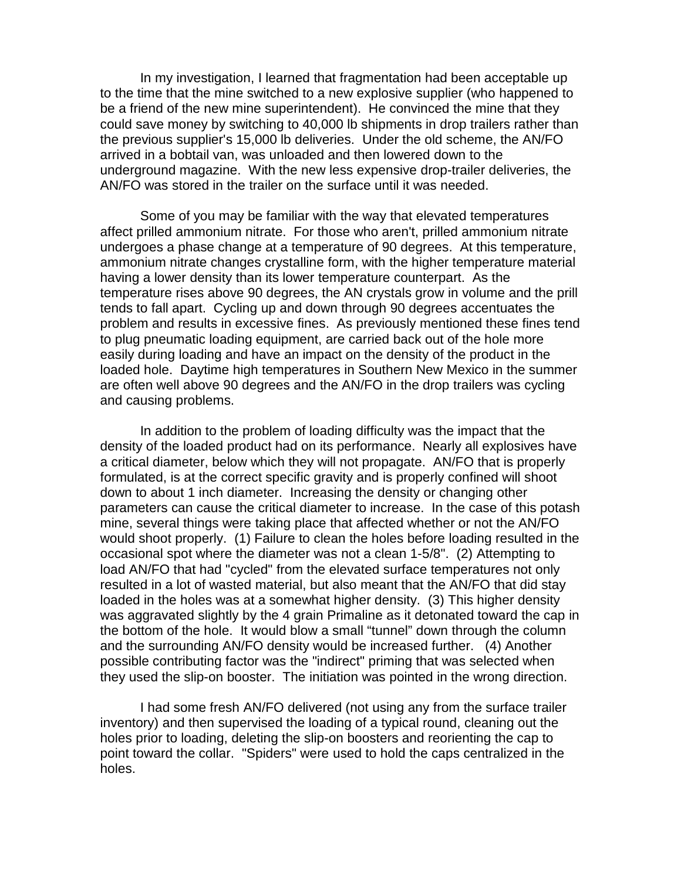In my investigation, I learned that fragmentation had been acceptable up to the time that the mine switched to a new explosive supplier (who happened to be a friend of the new mine superintendent). He convinced the mine that they could save money by switching to 40,000 lb shipments in drop trailers rather than the previous supplier's 15,000 lb deliveries. Under the old scheme, the AN/FO arrived in a bobtail van, was unloaded and then lowered down to the underground magazine. With the new less expensive drop-trailer deliveries, the AN/FO was stored in the trailer on the surface until it was needed.

Some of you may be familiar with the way that elevated temperatures affect prilled ammonium nitrate. For those who aren't, prilled ammonium nitrate undergoes a phase change at a temperature of 90 degrees. At this temperature, ammonium nitrate changes crystalline form, with the higher temperature material having a lower density than its lower temperature counterpart. As the temperature rises above 90 degrees, the AN crystals grow in volume and the prill tends to fall apart. Cycling up and down through 90 degrees accentuates the problem and results in excessive fines. As previously mentioned these fines tend to plug pneumatic loading equipment, are carried back out of the hole more easily during loading and have an impact on the density of the product in the loaded hole. Daytime high temperatures in Southern New Mexico in the summer are often well above 90 degrees and the AN/FO in the drop trailers was cycling and causing problems.

In addition to the problem of loading difficulty was the impact that the density of the loaded product had on its performance. Nearly all explosives have a critical diameter, below which they will not propagate. AN/FO that is properly formulated, is at the correct specific gravity and is properly confined will shoot down to about 1 inch diameter. Increasing the density or changing other parameters can cause the critical diameter to increase. In the case of this potash mine, several things were taking place that affected whether or not the AN/FO would shoot properly. (1) Failure to clean the holes before loading resulted in the occasional spot where the diameter was not a clean 1-5/8". (2) Attempting to load AN/FO that had "cycled" from the elevated surface temperatures not only resulted in a lot of wasted material, but also meant that the AN/FO that did stay loaded in the holes was at a somewhat higher density. (3) This higher density was aggravated slightly by the 4 grain Primaline as it detonated toward the cap in the bottom of the hole. It would blow a small "tunnel" down through the column and the surrounding AN/FO density would be increased further. (4) Another possible contributing factor was the "indirect" priming that was selected when they used the slip-on booster. The initiation was pointed in the wrong direction.

I had some fresh AN/FO delivered (not using any from the surface trailer inventory) and then supervised the loading of a typical round, cleaning out the holes prior to loading, deleting the slip-on boosters and reorienting the cap to point toward the collar. "Spiders" were used to hold the caps centralized in the holes.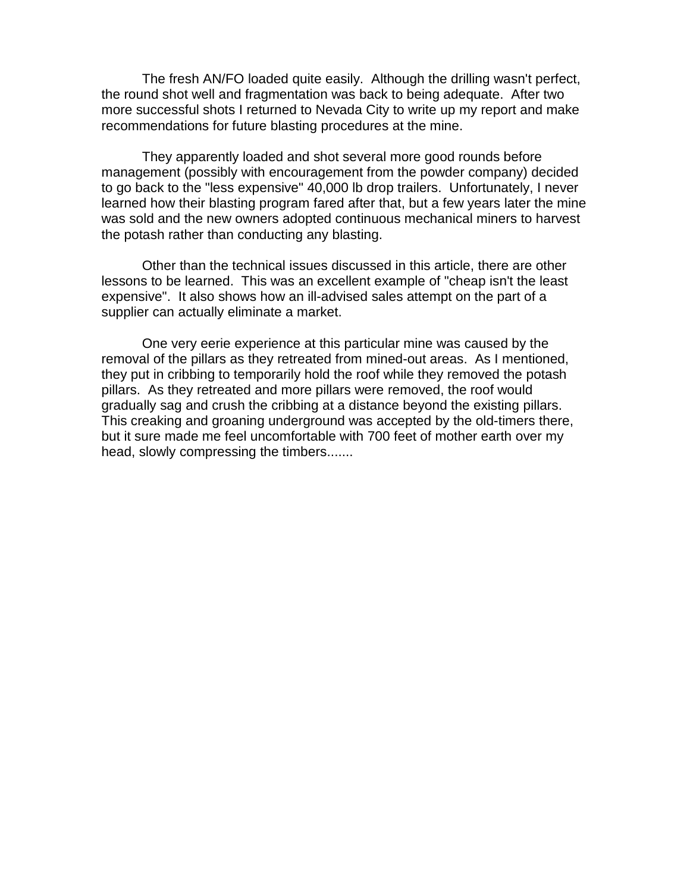The fresh AN/FO loaded quite easily. Although the drilling wasn't perfect, the round shot well and fragmentation was back to being adequate. After two more successful shots I returned to Nevada City to write up my report and make recommendations for future blasting procedures at the mine.

They apparently loaded and shot several more good rounds before management (possibly with encouragement from the powder company) decided to go back to the "less expensive" 40,000 lb drop trailers. Unfortunately, I never learned how their blasting program fared after that, but a few years later the mine was sold and the new owners adopted continuous mechanical miners to harvest the potash rather than conducting any blasting.

Other than the technical issues discussed in this article, there are other lessons to be learned. This was an excellent example of "cheap isn't the least expensive". It also shows how an ill-advised sales attempt on the part of a supplier can actually eliminate a market.

One very eerie experience at this particular mine was caused by the removal of the pillars as they retreated from mined-out areas. As I mentioned, they put in cribbing to temporarily hold the roof while they removed the potash pillars. As they retreated and more pillars were removed, the roof would gradually sag and crush the cribbing at a distance beyond the existing pillars. This creaking and groaning underground was accepted by the old-timers there, but it sure made me feel uncomfortable with 700 feet of mother earth over my head, slowly compressing the timbers.......